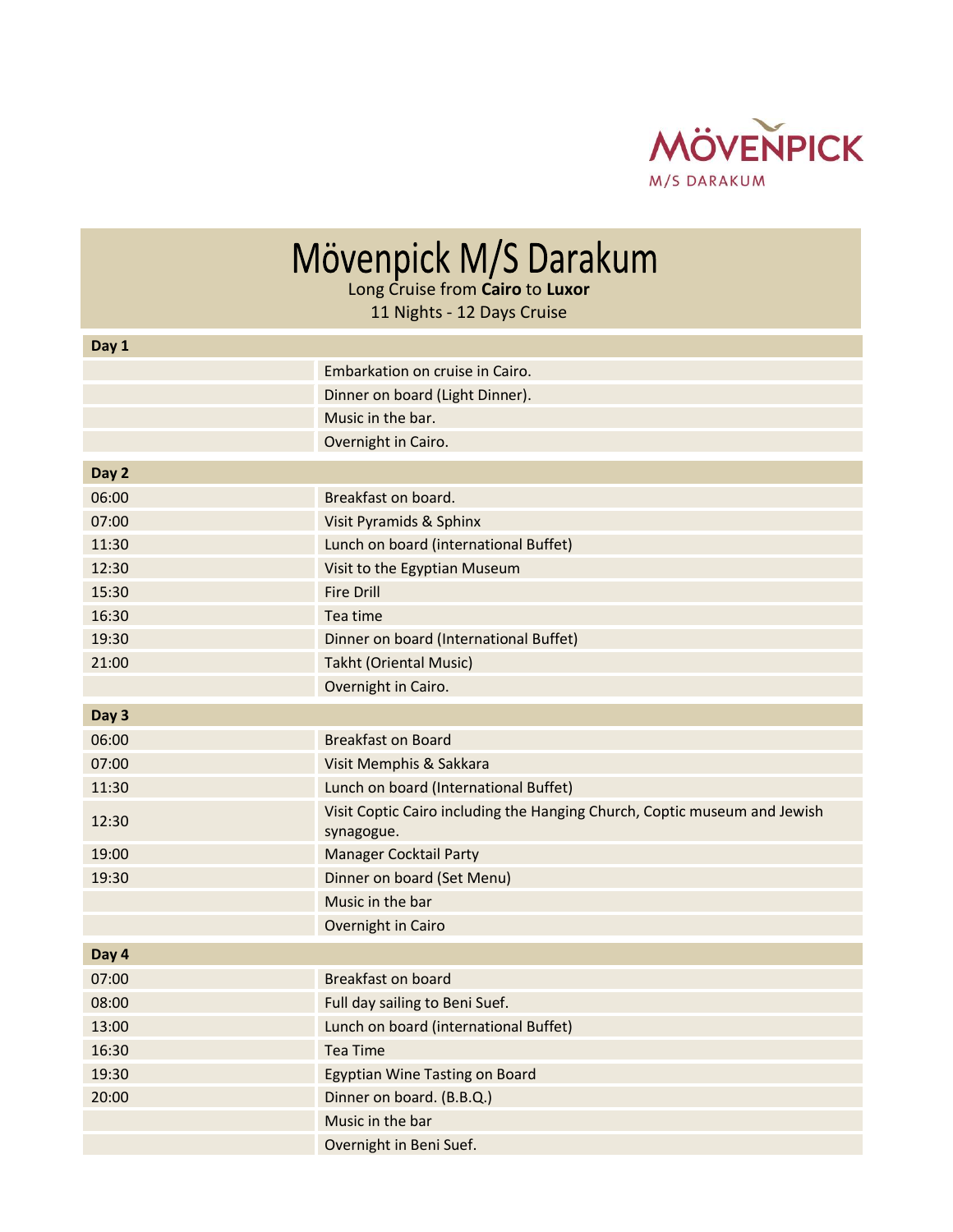MÖVENPICK
M/S DARAKUM

# Mövenpick M/S Darakum

Long Cruise from **Cairo** to **Luxor**

11 Nights - 12 Days Cruise

| **Day 1** | |
|---|---|
| | Embarkation on cruise in Cairo. |
| | Dinner on board (Light Dinner). |
| | Music in the bar. |
| | Overnight in Cairo. |
| **Day 2** | |
| 06:00 | Breakfast on board. |
| 07:00 | Visit Pyramids & Sphinx |
| 11:30 | Lunch on board (international Buffet) |
| 12:30 | Visit to the Egyptian Museum |
| 15:30 | Fire Drill |
| 16:30 | Tea time |
| 19:30 | Dinner on board (International Buffet) |
| 21:00 | Takht (Oriental Music) |
| | Overnight in Cairo. |
| **Day 3** | |
| 06:00 | Breakfast on Board |
| 07:00 | Visit Memphis & Sakkara |
| 11:30 | Lunch on board (International Buffet) |
| 12:30 | Visit Coptic Cairo including the Hanging Church, Coptic museum and Jewish synagogue. |
| 19:00 | Manager Cocktail Party |
| 19:30 | Dinner on board (Set Menu) |
| | Music in the bar |
| | Overnight in Cairo |
| **Day 4** | |
| 07:00 | Breakfast on board |
| 08:00 | Full day sailing to Beni Suef. |
| 13:00 | Lunch on board (international Buffet) |
| 16:30 | Tea Time |
| 19:30 | Egyptian Wine Tasting on Board |
| 20:00 | Dinner on board. (B.B.Q.) |
| | Music in the bar |
| | Overnight in Beni Suef. |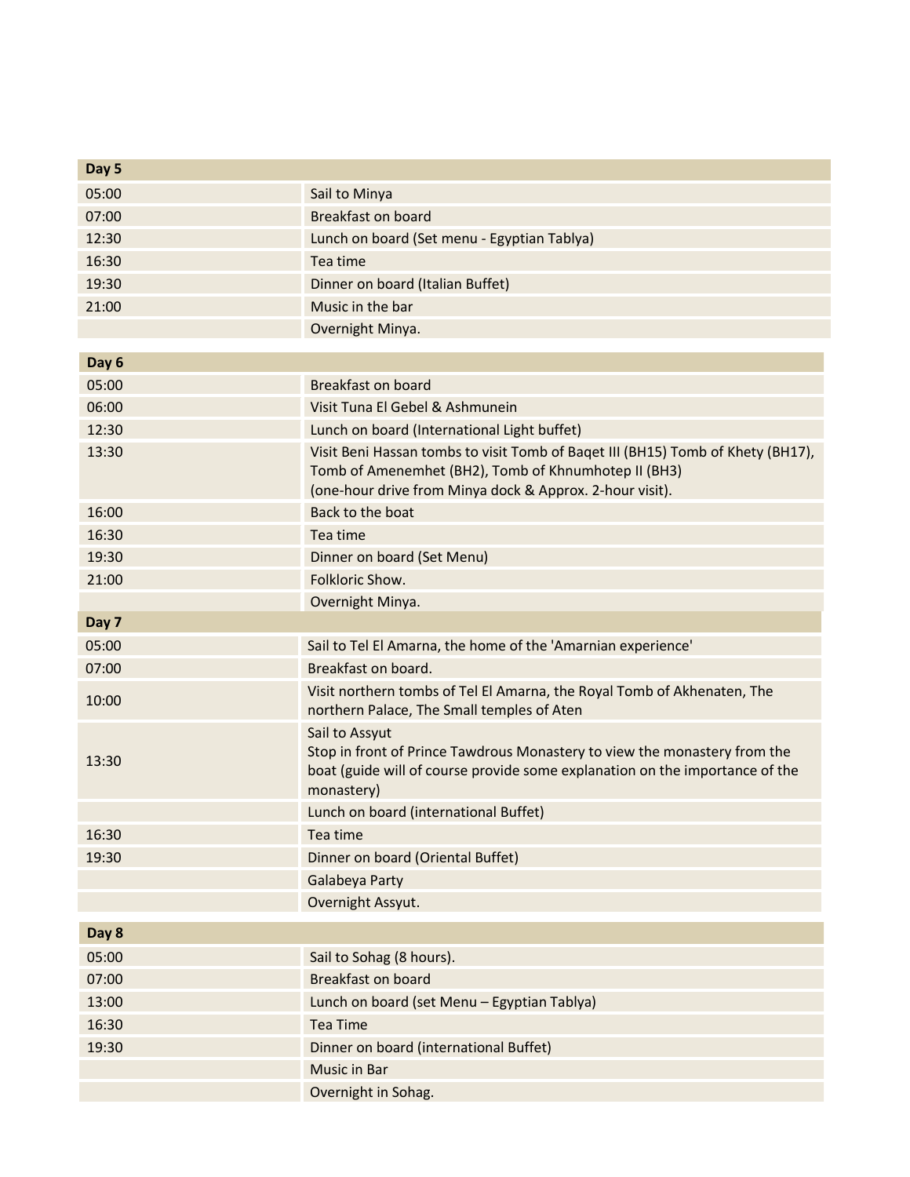| Day 5 | |
|---|---|
| 05:00 | Sail to Minya |
| 07:00 | Breakfast on board |
| 12:30 | Lunch on board (Set menu - Egyptian Tablya) |
| 16:30 | Tea time |
| 19:30 | Dinner on board (Italian Buffet) |
| 21:00 | Music in the bar |
| | Overnight Minya. |

| Day 6 | |
|---|---|
| 05:00 | Breakfast on board |
| 06:00 | Visit Tuna El Gebel & Ashmunein |
| 12:30 | Lunch on board (International Light buffet) |
| 13:30 | Visit Beni Hassan tombs to visit Tomb of Baqet III (BH15) Tomb of Khety (BH17), Tomb of Amenemhet (BH2), Tomb of Khnumhotep II (BH3) (one-hour drive from Minya dock & Approx. 2-hour visit). |
| 16:00 | Back to the boat |
| 16:30 | Tea time |
| 19:30 | Dinner on board (Set Menu) |
| 21:00 | Folkloric Show. |
| | Overnight Minya. |

| Day 7 | |
|---|---|
| 05:00 | Sail to Tel El Amarna, the home of the 'Amarnian experience' |
| 07:00 | Breakfast on board. |
| 10:00 | Visit northern tombs of Tel El Amarna, the Royal Tomb of Akhenaten, The northern Palace, The Small temples of Aten |
| 13:30 | Sail to Assyut<br>Stop in front of Prince Tawdrous Monastery to view the monastery from the boat (guide will of course provide some explanation on the importance of the monastery) |
| | Lunch on board (international Buffet) |
| 16:30 | Tea time |
| 19:30 | Dinner on board (Oriental Buffet) |
| | Galabeya Party |
| | Overnight Assyut. |

| Day 8 | |
|---|---|
| 05:00 | Sail to Sohag (8 hours). |
| 07:00 | Breakfast on board |
| 13:00 | Lunch on board (set Menu – Egyptian Tablya) |
| 16:30 | Tea Time |
| 19:30 | Dinner on board (international Buffet) |
| | Music in Bar |
| | Overnight in Sohag. |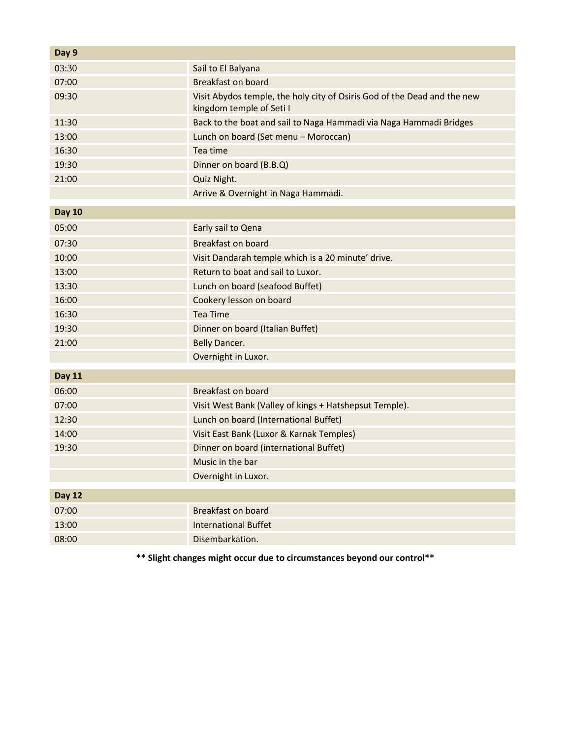| Day 9 | |
|---|---|
| 03:30 | Sail to El Balyana |
| 07:00 | Breakfast on board |
| 09:30 | Visit Abydos temple, the holy city of Osiris God of the Dead and the new kingdom temple of Seti I |
| 11:30 | Back to the boat and sail to Naga Hammadi via Naga Hammadi Bridges |
| 13:00 | Lunch on board (Set menu – Moroccan) |
| 16:30 | Tea time |
| 19:30 | Dinner on board (B.B.Q) |
| 21:00 | Quiz Night. |
| | Arrive & Overnight in Naga Hammadi. |

| Day 10 | |
|---|---|
| 05:00 | Early sail to Qena |
| 07:30 | Breakfast on board |
| 10:00 | Visit Dandarah temple which is a 20 minute' drive. |
| 13:00 | Return to boat and sail to Luxor. |
| 13:30 | Lunch on board (seafood Buffet) |
| 16:00 | Cookery lesson on board |
| 16:30 | Tea Time |
| 19:30 | Dinner on board (Italian Buffet) |
| 21:00 | Belly Dancer. |
| | Overnight in Luxor. |

| Day 11 | |
|---|---|
| 06:00 | Breakfast on board |
| 07:00 | Visit West Bank (Valley of kings + Hatshepsut Temple). |
| 12:30 | Lunch on board (International Buffet) |
| 14:00 | Visit East Bank (Luxor & Karnak Temples) |
| 19:30 | Dinner on board (international Buffet) |
| | Music in the bar |
| | Overnight in Luxor. |

| Day 12 | |
|---|---|
| 07:00 | Breakfast on board |
| 13:00 | International Buffet |
| 08:00 | Disembarkation. |

**** Slight changes might occur due to circumstances beyond our control****